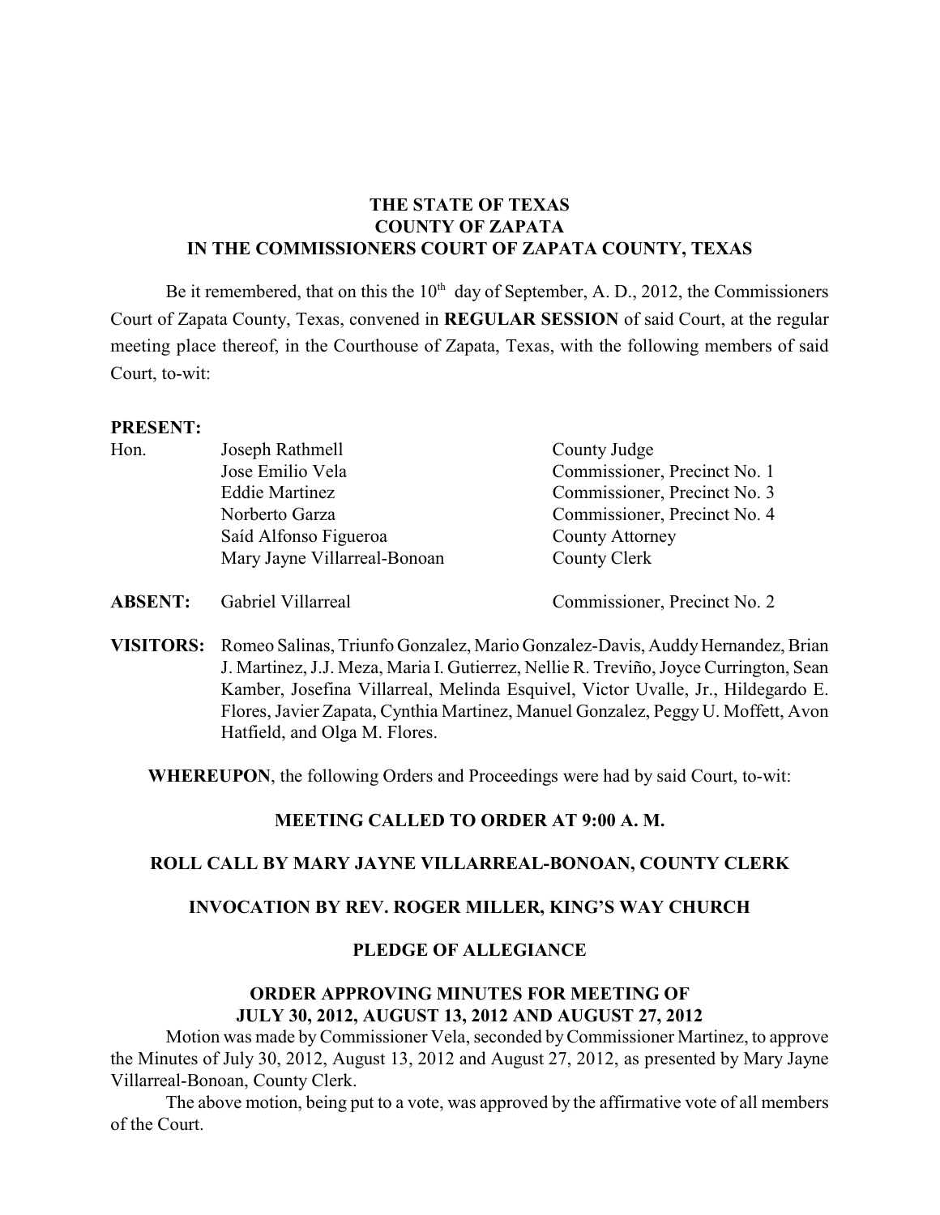**THE STATE OF TEXAS**
**COUNTY OF ZAPATA**
**IN THE COMMISSIONERS COURT OF ZAPATA COUNTY, TEXAS**

Be it remembered, that on this the 10th day of September, A. D., 2012, the Commissioners Court of Zapata County, Texas, convened in **REGULAR SESSION** of said Court, at the regular meeting place thereof, in the Courthouse of Zapata, Texas, with the following members of said Court, to-wit:

**PRESENT:**

| | | |
|---|---|---|
| Hon. | Joseph Rathmell | County Judge |
| | Jose Emilio Vela | Commissioner, Precinct No. 1 |
| | Eddie Martinez | Commissioner, Precinct No. 3 |
| | Norberto Garza | Commissioner, Precinct No. 4 |
| | Saíd Alfonso Figueroa | County Attorney |
| | Mary Jayne Villarreal-Bonoan | County Clerk |
| **ABSENT:** | Gabriel Villarreal | Commissioner, Precinct No. 2 |

**VISITORS:** Romeo Salinas, Triunfo Gonzalez, Mario Gonzalez-Davis, Auddy Hernandez, Brian J. Martinez, J.J. Meza, Maria I. Gutierrez, Nellie R. Treviño, Joyce Currington, Sean Kamber, Josefina Villarreal, Melinda Esquivel, Victor Uvalle, Jr., Hildegardo E. Flores, Javier Zapata, Cynthia Martinez, Manuel Gonzalez, Peggy U. Moffett, Avon Hatfield, and Olga M. Flores.

**WHEREUPON**, the following Orders and Proceedings were had by said Court, to-wit:

**MEETING CALLED TO ORDER AT 9:00 A. M.**

**ROLL CALL BY MARY JAYNE VILLARREAL-BONOAN, COUNTY CLERK**

**INVOCATION BY REV. ROGER MILLER, KING'S WAY CHURCH**

**PLEDGE OF ALLEGIANCE**

**ORDER APPROVING MINUTES FOR MEETING OF JULY 30, 2012, AUGUST 13, 2012 AND AUGUST 27, 2012**

Motion was made by Commissioner Vela, seconded by Commissioner Martinez, to approve the Minutes of July 30, 2012, August 13, 2012 and August 27, 2012, as presented by Mary Jayne Villarreal-Bonoan, County Clerk.

The above motion, being put to a vote, was approved by the affirmative vote of all members of the Court.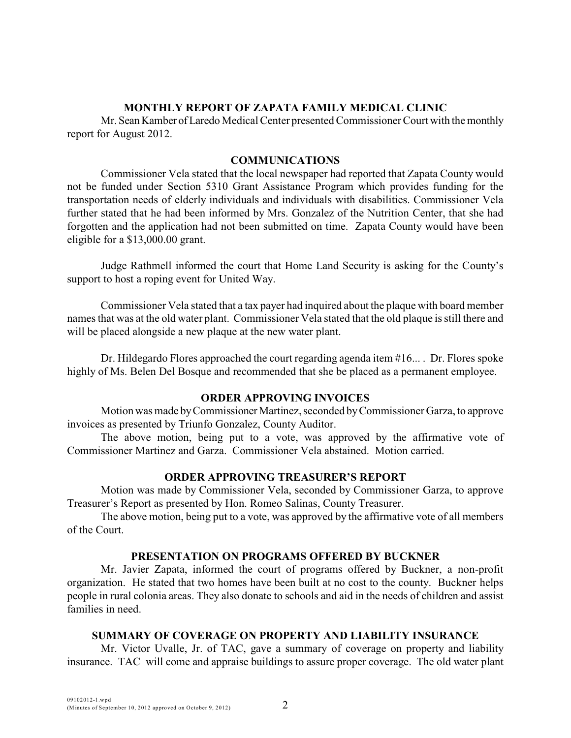## MONTHLY REPORT OF ZAPATA FAMILY MEDICAL CLINIC

Mr. Sean Kamber of Laredo Medical Center presented Commissioner Court with the monthly report for August 2012.

## COMMUNICATIONS

Commissioner Vela stated that the local newspaper had reported that Zapata County would not be funded under Section 5310 Grant Assistance Program which provides funding for the transportation needs of elderly individuals and individuals with disabilities. Commissioner Vela further stated that he had been informed by Mrs. Gonzalez of the Nutrition Center, that she had forgotten and the application had not been submitted on time. Zapata County would have been eligible for a $13,000.00 grant.

Judge Rathmell informed the court that Home Land Security is asking for the County's support to host a roping event for United Way.

Commissioner Vela stated that a tax payer had inquired about the plaque with board member names that was at the old water plant. Commissioner Vela stated that the old plaque is still there and will be placed alongside a new plaque at the new water plant.

Dr. Hildegardo Flores approached the court regarding agenda item #16... . Dr. Flores spoke highly of Ms. Belen Del Bosque and recommended that she be placed as a permanent employee.

## ORDER APPROVING INVOICES

Motion was made by Commissioner Martinez, seconded by Commissioner Garza, to approve invoices as presented by Triunfo Gonzalez, County Auditor.

The above motion, being put to a vote, was approved by the affirmative vote of Commissioner Martinez and Garza. Commissioner Vela abstained. Motion carried.

## ORDER APPROVING TREASURER'S REPORT

Motion was made by Commissioner Vela, seconded by Commissioner Garza, to approve Treasurer's Report as presented by Hon. Romeo Salinas, County Treasurer.

The above motion, being put to a vote, was approved by the affirmative vote of all members of the Court.

## PRESENTATION ON PROGRAMS OFFERED BY BUCKNER

Mr. Javier Zapata, informed the court of programs offered by Buckner, a non-profit organization. He stated that two homes have been built at no cost to the county. Buckner helps people in rural colonia areas. They also donate to schools and aid in the needs of children and assist families in need.

## SUMMARY OF COVERAGE ON PROPERTY AND LIABILITY INSURANCE

Mr. Victor Uvalle, Jr. of TAC, gave a summary of coverage on property and liability insurance. TAC will come and appraise buildings to assure proper coverage. The old water plant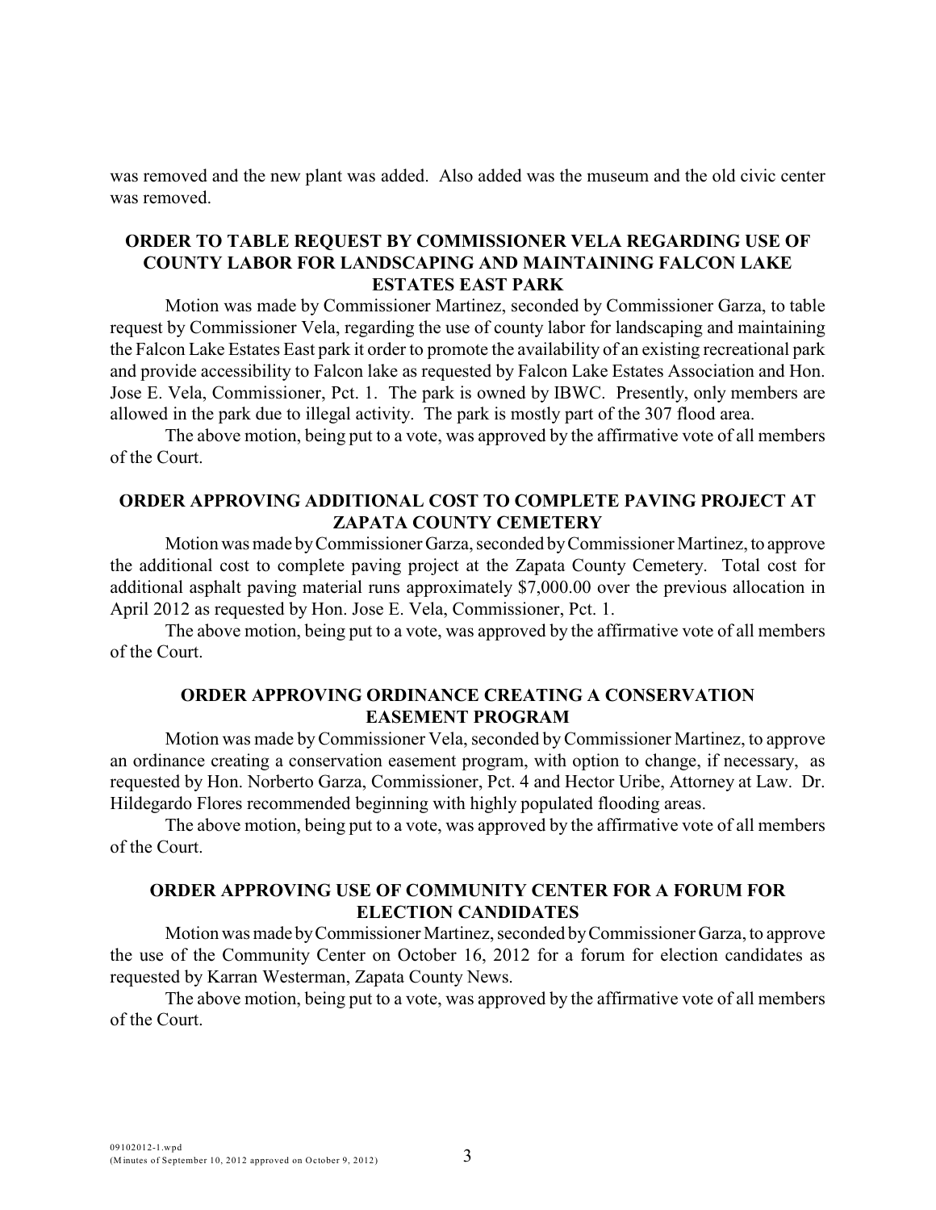was removed and the new plant was added. Also added was the museum and the old civic center was removed.

**ORDER TO TABLE REQUEST BY COMMISSIONER VELA REGARDING USE OF COUNTY LABOR FOR LANDSCAPING AND MAINTAINING FALCON LAKE ESTATES EAST PARK**

Motion was made by Commissioner Martinez, seconded by Commissioner Garza, to table request by Commissioner Vela, regarding the use of county labor for landscaping and maintaining the Falcon Lake Estates East park it order to promote the availability of an existing recreational park and provide accessibility to Falcon lake as requested by Falcon Lake Estates Association and Hon. Jose E. Vela, Commissioner, Pct. 1. The park is owned by IBWC. Presently, only members are allowed in the park due to illegal activity. The park is mostly part of the 307 flood area.

The above motion, being put to a vote, was approved by the affirmative vote of all members of the Court.

**ORDER APPROVING ADDITIONAL COST TO COMPLETE PAVING PROJECT AT ZAPATA COUNTY CEMETERY**

Motion was made by Commissioner Garza, seconded by Commissioner Martinez, to approve the additional cost to complete paving project at the Zapata County Cemetery. Total cost for additional asphalt paving material runs approximately $7,000.00 over the previous allocation in April 2012 as requested by Hon. Jose E. Vela, Commissioner, Pct. 1.

The above motion, being put to a vote, was approved by the affirmative vote of all members of the Court.

**ORDER APPROVING ORDINANCE CREATING A CONSERVATION EASEMENT PROGRAM**

Motion was made by Commissioner Vela, seconded by Commissioner Martinez, to approve an ordinance creating a conservation easement program, with option to change, if necessary, as requested by Hon. Norberto Garza, Commissioner, Pct. 4 and Hector Uribe, Attorney at Law. Dr. Hildegardo Flores recommended beginning with highly populated flooding areas.

The above motion, being put to a vote, was approved by the affirmative vote of all members of the Court.

**ORDER APPROVING USE OF COMMUNITY CENTER FOR A FORUM FOR ELECTION CANDIDATES**

Motion was made by Commissioner Martinez, seconded by Commissioner Garza, to approve the use of the Community Center on October 16, 2012 for a forum for election candidates as requested by Karran Westerman, Zapata County News.

The above motion, being put to a vote, was approved by the affirmative vote of all members of the Court.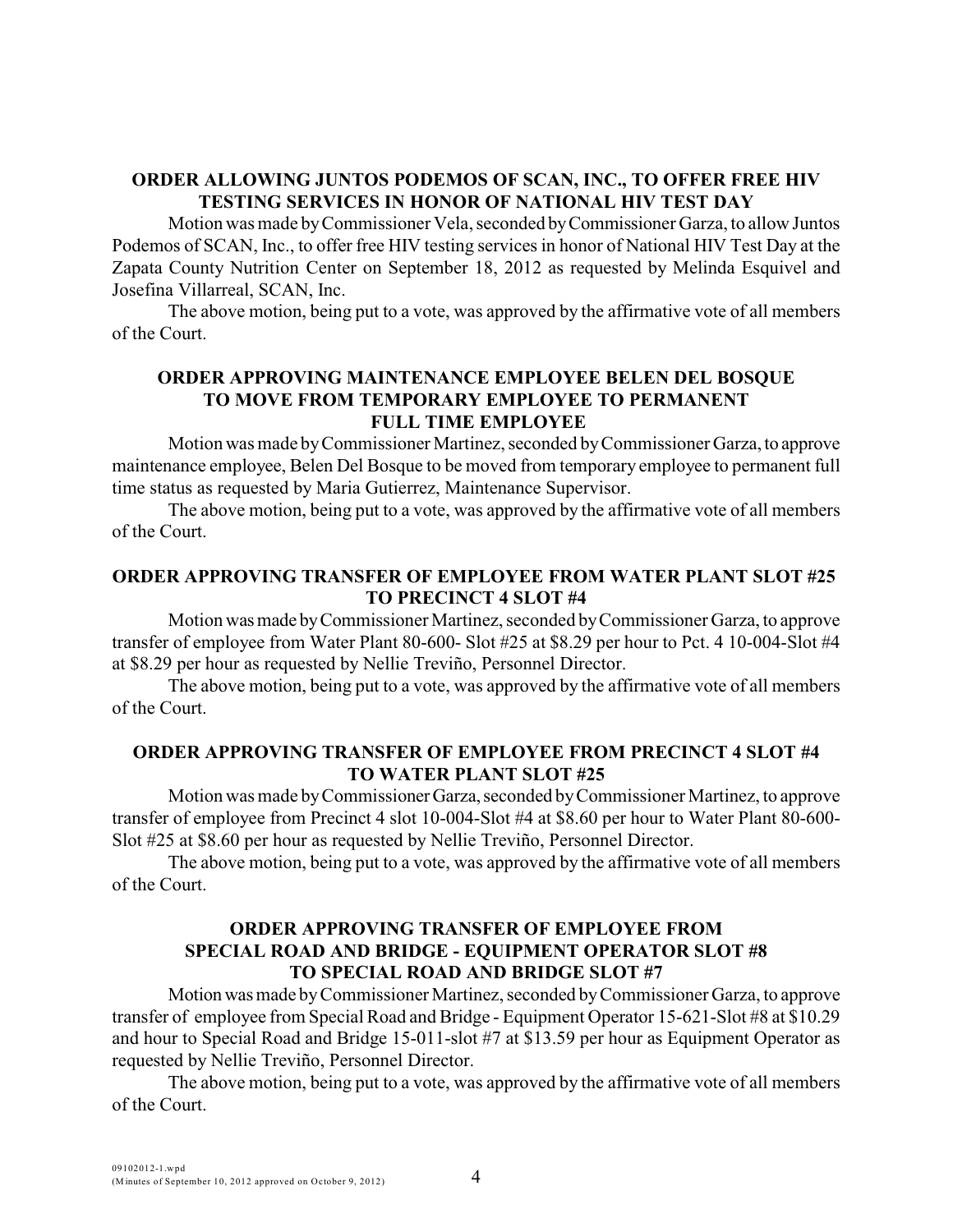**ORDER ALLOWING JUNTOS PODEMOS OF SCAN, INC., TO OFFER FREE HIV TESTING SERVICES IN HONOR OF NATIONAL HIV TEST DAY**

Motion was made by Commissioner Vela, seconded by Commissioner Garza, to allow Juntos Podemos of SCAN, Inc., to offer free HIV testing services in honor of National HIV Test Day at the Zapata County Nutrition Center on September 18, 2012 as requested by Melinda Esquivel and Josefina Villarreal, SCAN, Inc.

The above motion, being put to a vote, was approved by the affirmative vote of all members of the Court.

**ORDER APPROVING MAINTENANCE EMPLOYEE BELEN DEL BOSQUE TO MOVE FROM TEMPORARY EMPLOYEE TO PERMANENT FULL TIME EMPLOYEE**

Motion was made by Commissioner Martinez, seconded by Commissioner Garza, to approve maintenance employee, Belen Del Bosque to be moved from temporary employee to permanent full time status as requested by Maria Gutierrez, Maintenance Supervisor.

The above motion, being put to a vote, was approved by the affirmative vote of all members of the Court.

**ORDER APPROVING TRANSFER OF EMPLOYEE FROM WATER PLANT SLOT #25 TO PRECINCT 4 SLOT #4**

Motion was made by Commissioner Martinez, seconded by Commissioner Garza, to approve transfer of employee from Water Plant 80-600- Slot #25 at $8.29 per hour to Pct. 4 10-004-Slot #4 at $8.29 per hour as requested by Nellie Treviño, Personnel Director.

The above motion, being put to a vote, was approved by the affirmative vote of all members of the Court.

**ORDER APPROVING TRANSFER OF EMPLOYEE FROM PRECINCT 4 SLOT #4 TO WATER PLANT SLOT #25**

Motion was made by Commissioner Garza, seconded by Commissioner Martinez, to approve transfer of employee from Precinct 4 slot 10-004-Slot #4 at $8.60 per hour to Water Plant 80-600- Slot #25 at $8.60 per hour as requested by Nellie Treviño, Personnel Director.

The above motion, being put to a vote, was approved by the affirmative vote of all members of the Court.

**ORDER APPROVING TRANSFER OF EMPLOYEE FROM SPECIAL ROAD AND BRIDGE - EQUIPMENT OPERATOR SLOT #8 TO SPECIAL ROAD AND BRIDGE SLOT #7**

Motion was made by Commissioner Martinez, seconded by Commissioner Garza, to approve transfer of employee from Special Road and Bridge - Equipment Operator 15-621-Slot #8 at $10.29 and hour to Special Road and Bridge 15-011-slot #7 at $13.59 per hour as Equipment Operator as requested by Nellie Treviño, Personnel Director.

The above motion, being put to a vote, was approved by the affirmative vote of all members of the Court.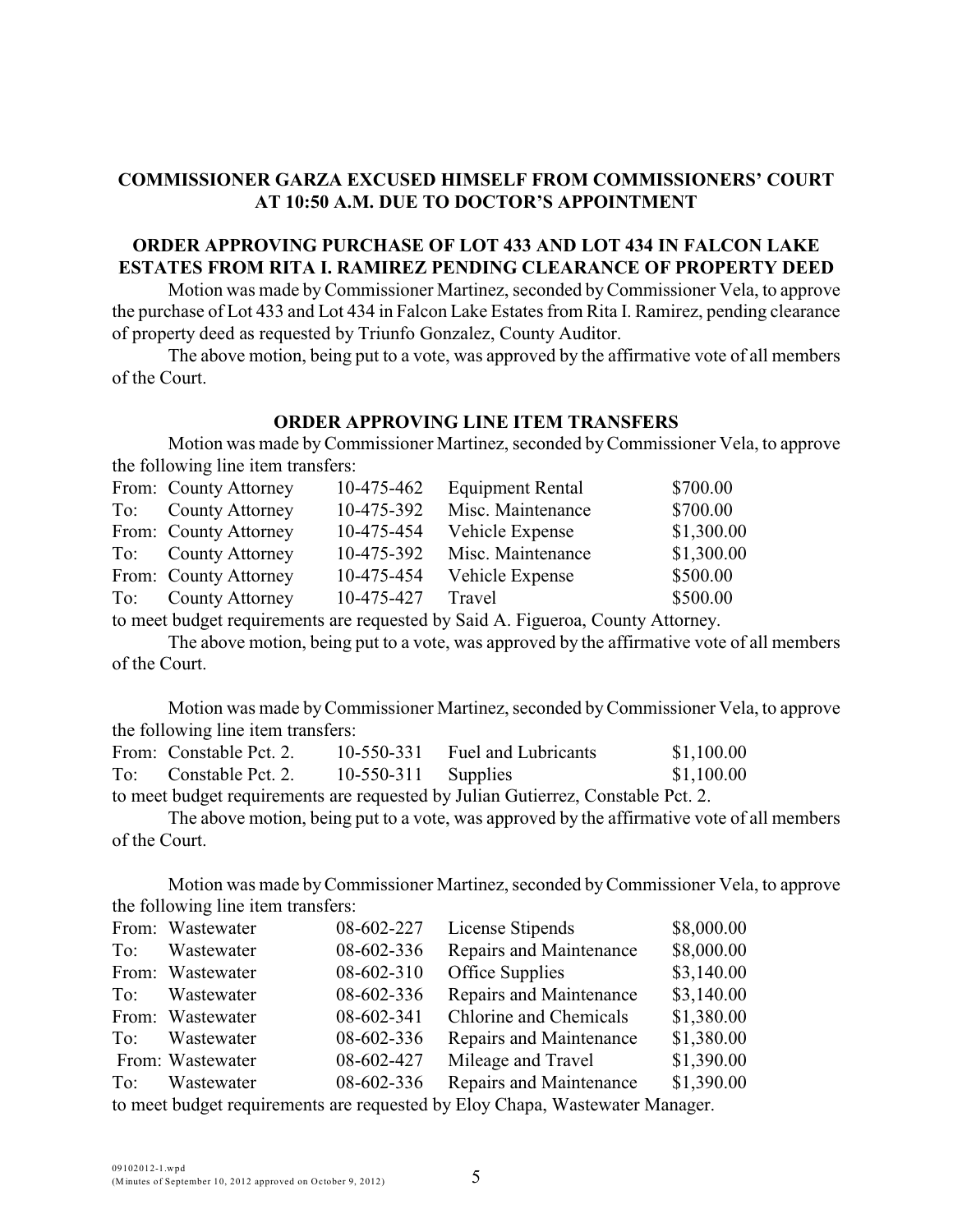**COMMISSIONER GARZA EXCUSED HIMSELF FROM COMMISSIONERS' COURT AT 10:50 A.M. DUE TO DOCTOR'S APPOINTMENT**

**ORDER APPROVING PURCHASE OF LOT 433 AND LOT 434 IN FALCON LAKE ESTATES FROM RITA I. RAMIREZ PENDING CLEARANCE OF PROPERTY DEED**

Motion was made by Commissioner Martinez, seconded by Commissioner Vela, to approve the purchase of Lot 433 and Lot 434 in Falcon Lake Estates from Rita I. Ramirez, pending clearance of property deed as requested by Triunfo Gonzalez, County Auditor.

The above motion, being put to a vote, was approved by the affirmative vote of all members of the Court.

**ORDER APPROVING LINE ITEM TRANSFERS**

Motion was made by Commissioner Martinez, seconded by Commissioner Vela, to approve the following line item transfers:

| | | | | |
|---|---|---|---|---|
| From: | County Attorney | 10-475-462 | Equipment Rental | $700.00 |
| To: | County Attorney | 10-475-392 | Misc. Maintenance | $700.00 |
| From: | County Attorney | 10-475-454 | Vehicle Expense | $1,300.00 |
| To: | County Attorney | 10-475-392 | Misc. Maintenance | $1,300.00 |
| From: | County Attorney | 10-475-454 | Vehicle Expense | $500.00 |
| To: | County Attorney | 10-475-427 | Travel | $500.00 |

to meet budget requirements are requested by Said A. Figueroa, County Attorney.

The above motion, being put to a vote, was approved by the affirmative vote of all members of the Court.

Motion was made by Commissioner Martinez, seconded by Commissioner Vela, to approve the following line item transfers:

| | | | | |
|---|---|---|---|---|
| From: | Constable Pct. 2. | 10-550-331 | Fuel and Lubricants | $1,100.00 |
| To: | Constable Pct. 2. | 10-550-311 | Supplies | $1,100.00 |

to meet budget requirements are requested by Julian Gutierrez, Constable Pct. 2.

The above motion, being put to a vote, was approved by the affirmative vote of all members of the Court.

Motion was made by Commissioner Martinez, seconded by Commissioner Vela, to approve the following line item transfers:

| | | | | |
|---|---|---|---|---|
| From: | Wastewater | 08-602-227 | License Stipends | $8,000.00 |
| To: | Wastewater | 08-602-336 | Repairs and Maintenance | $8,000.00 |
| From: | Wastewater | 08-602-310 | Office Supplies | $3,140.00 |
| To: | Wastewater | 08-602-336 | Repairs and Maintenance | $3,140.00 |
| From: | Wastewater | 08-602-341 | Chlorine and Chemicals | $1,380.00 |
| To: | Wastewater | 08-602-336 | Repairs and Maintenance | $1,380.00 |
| From: | Wastewater | 08-602-427 | Mileage and Travel | $1,390.00 |
| To: | Wastewater | 08-602-336 | Repairs and Maintenance | $1,390.00 |

to meet budget requirements are requested by Eloy Chapa, Wastewater Manager.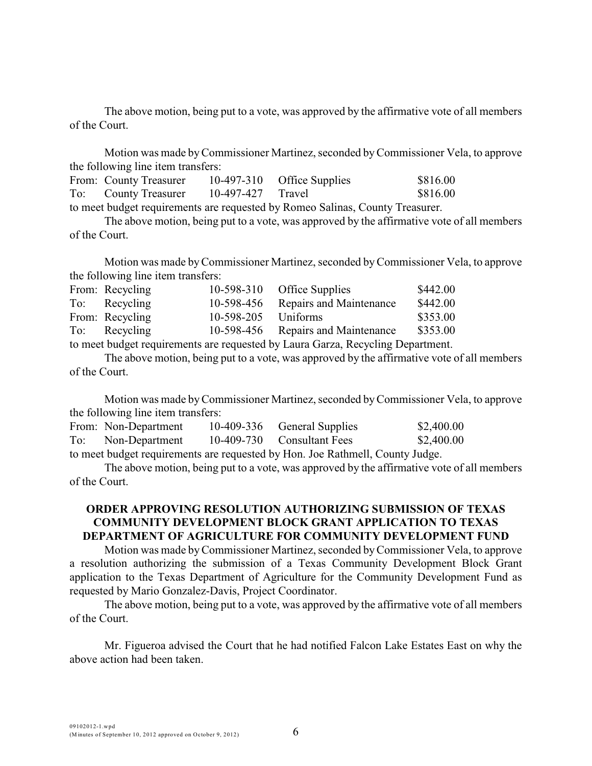The above motion, being put to a vote, was approved by the affirmative vote of all members of the Court.

Motion was made by Commissioner Martinez, seconded by Commissioner Vela, to approve the following line item transfers:

| | | | | |
|---|---|---|---|---|
| From: | County Treasurer | 10-497-310 | Office Supplies | \$816.00 |
| To: | County Treasurer | 10-497-427 | Travel | \$816.00 |

to meet budget requirements are requested by Romeo Salinas, County Treasurer.

The above motion, being put to a vote, was approved by the affirmative vote of all members of the Court.

Motion was made by Commissioner Martinez, seconded by Commissioner Vela, to approve the following line item transfers:

| | | | | |
|---|---|---|---|---|
| From: | Recycling | 10-598-310 | Office Supplies | \$442.00 |
| To: | Recycling | 10-598-456 | Repairs and Maintenance | \$442.00 |
| From: | Recycling | 10-598-205 | Uniforms | \$353.00 |
| To: | Recycling | 10-598-456 | Repairs and Maintenance | \$353.00 |

to meet budget requirements are requested by Laura Garza, Recycling Department.

The above motion, being put to a vote, was approved by the affirmative vote of all members of the Court.

Motion was made by Commissioner Martinez, seconded by Commissioner Vela, to approve the following line item transfers:

| | | | | |
|---|---|---|---|---|
| From: | Non-Department | 10-409-336 | General Supplies | \$2,400.00 |
| To: | Non-Department | 10-409-730 | Consultant Fees | \$2,400.00 |

to meet budget requirements are requested by Hon. Joe Rathmell, County Judge.

The above motion, being put to a vote, was approved by the affirmative vote of all members of the Court.

**ORDER APPROVING RESOLUTION AUTHORIZING SUBMISSION OF TEXAS COMMUNITY DEVELOPMENT BLOCK GRANT APPLICATION TO TEXAS DEPARTMENT OF AGRICULTURE FOR COMMUNITY DEVELOPMENT FUND**

Motion was made by Commissioner Martinez, seconded by Commissioner Vela, to approve a resolution authorizing the submission of a Texas Community Development Block Grant application to the Texas Department of Agriculture for the Community Development Fund as requested by Mario Gonzalez-Davis, Project Coordinator.

The above motion, being put to a vote, was approved by the affirmative vote of all members of the Court.

Mr. Figueroa advised the Court that he had notified Falcon Lake Estates East on why the above action had been taken.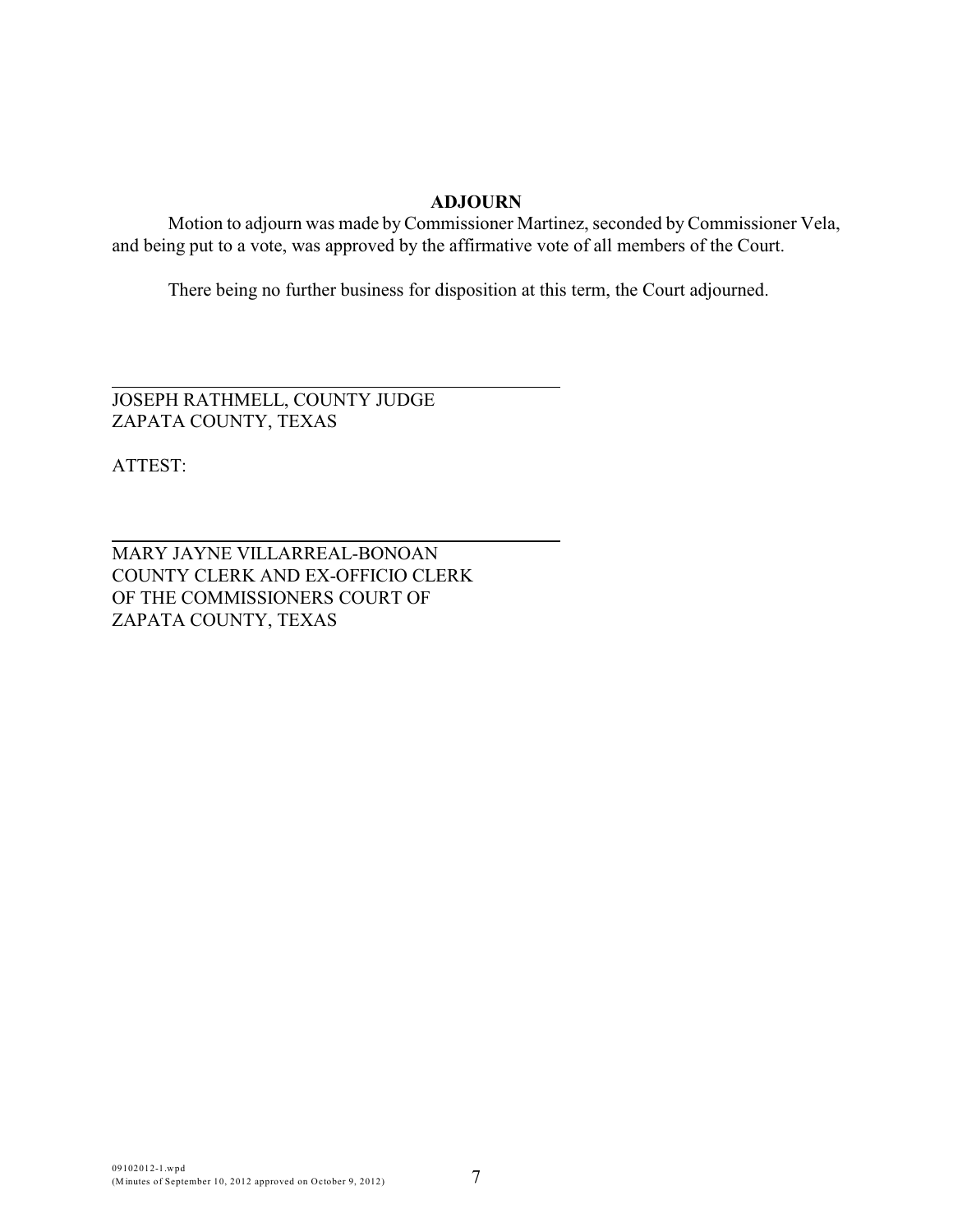**ADJOURN**

Motion to adjourn was made by Commissioner Martinez, seconded by Commissioner Vela, and being put to a vote, was approved by the affirmative vote of all members of the Court.

There being no further business for disposition at this term, the Court adjourned.

\_\_\_\_\_\_\_\_\_\_\_\_\_\_\_\_\_\_\_\_\_\_\_\_\_\_\_\_\_\_\_\_\_\_\_\_\_\_\_\_\_\_\_\_

JOSEPH RATHMELL, COUNTY JUDGE
ZAPATA COUNTY, TEXAS

ATTEST:

\_\_\_\_\_\_\_\_\_\_\_\_\_\_\_\_\_\_\_\_\_\_\_\_\_\_\_\_\_\_\_\_\_\_\_\_\_\_\_\_\_\_\_\_

MARY JAYNE VILLARREAL-BONOAN
COUNTY CLERK AND EX-OFFICIO CLERK
OF THE COMMISSIONERS COURT OF
ZAPATA COUNTY, TEXAS